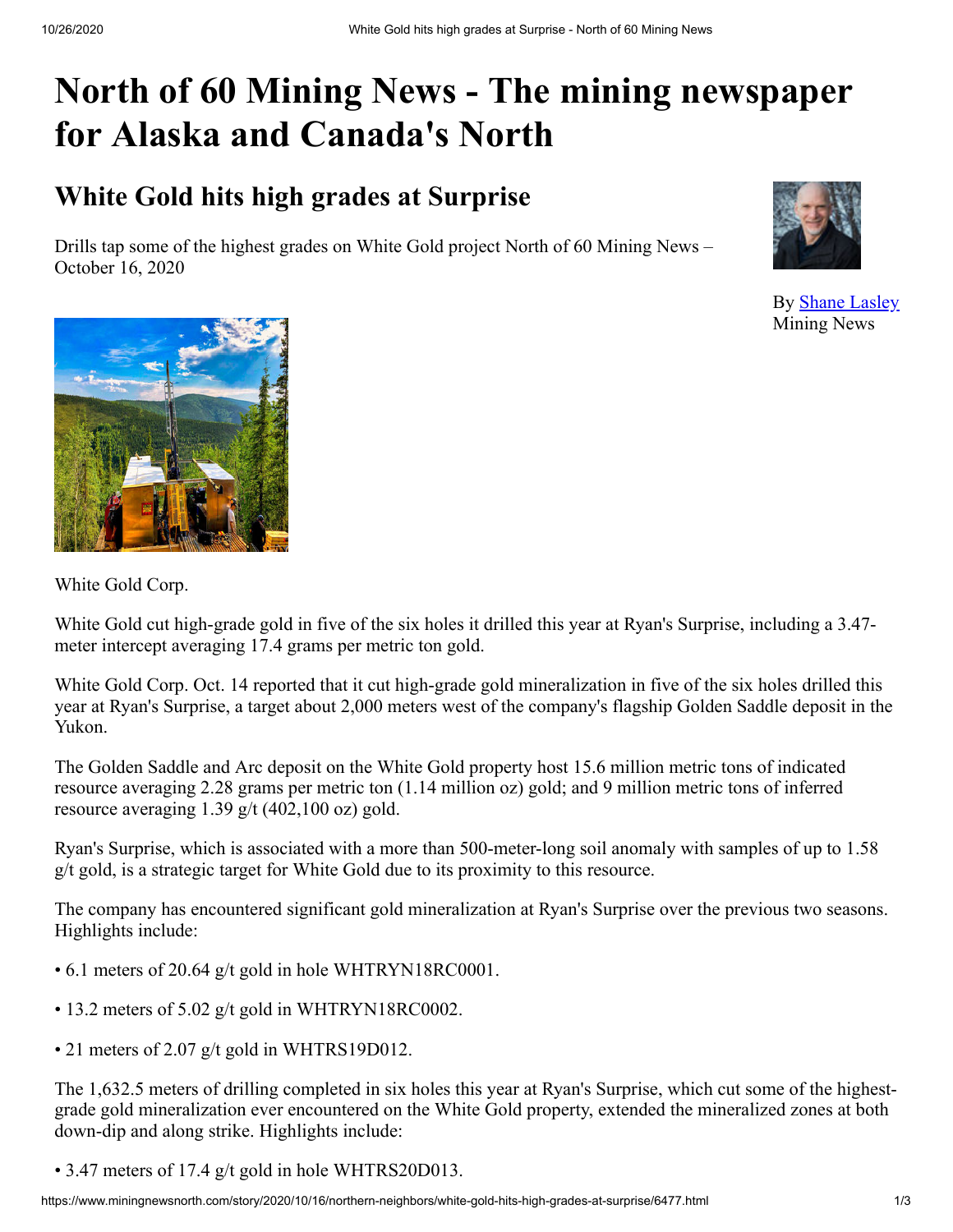# North of 60 Mining News - The mining newspaper for Alaska and Canada's North

## White Gold hits high grades at Surprise

Drills tap some of the highest grades on White Gold project North of 60 Mining News – October 16, 2020

By Shane Lasley
Mining News

White Gold Corp.

White Gold cut high-grade gold in five of the six holes it drilled this year at Ryan's Surprise, including a 3.47-meter intercept averaging 17.4 grams per metric ton gold.

White Gold Corp. Oct. 14 reported that it cut high-grade gold mineralization in five of the six holes drilled this year at Ryan's Surprise, a target about 2,000 meters west of the company's flagship Golden Saddle deposit in the Yukon.

The Golden Saddle and Arc deposit on the White Gold property host 15.6 million metric tons of indicated resource averaging 2.28 grams per metric ton (1.14 million oz) gold; and 9 million metric tons of inferred resource averaging 1.39 g/t (402,100 oz) gold.

Ryan's Surprise, which is associated with a more than 500-meter-long soil anomaly with samples of up to 1.58 g/t gold, is a strategic target for White Gold due to its proximity to this resource.

The company has encountered significant gold mineralization at Ryan's Surprise over the previous two seasons. Highlights include:

- 6.1 meters of 20.64 g/t gold in hole WHTRYN18RC0001.
- 13.2 meters of 5.02 g/t gold in WHTRYN18RC0002.
- 21 meters of 2.07 g/t gold in WHTRS19D012.

The 1,632.5 meters of drilling completed in six holes this year at Ryan's Surprise, which cut some of the highest-grade gold mineralization ever encountered on the White Gold property, extended the mineralized zones at both down-dip and along strike. Highlights include:

- 3.47 meters of 17.4 g/t gold in hole WHTRS20D013.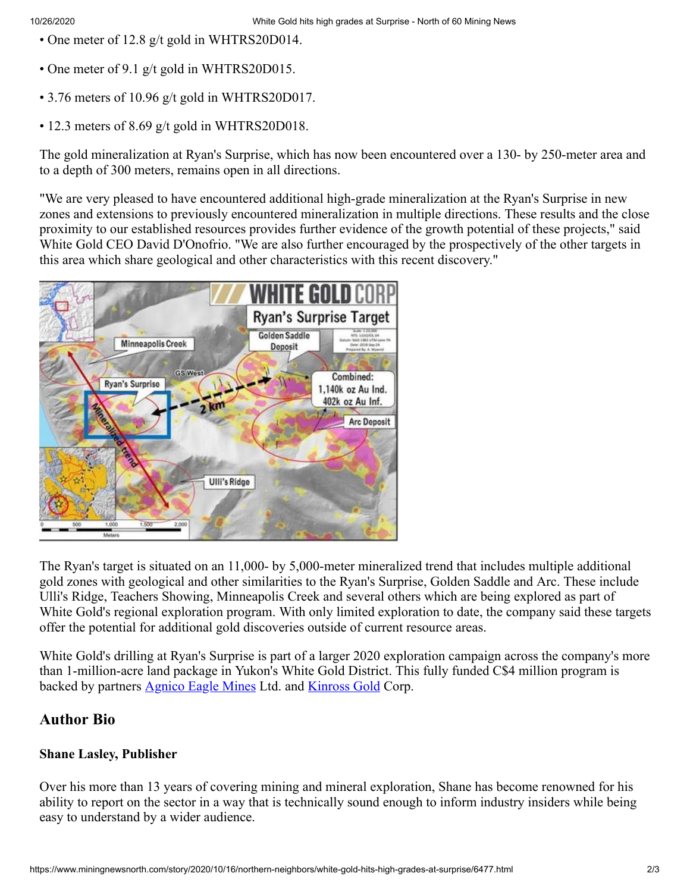- One meter of 12.8 g/t gold in WHTRS20D014.
- One meter of 9.1 g/t gold in WHTRS20D015.
- 3.76 meters of 10.96 g/t gold in WHTRS20D017.
- 12.3 meters of 8.69 g/t gold in WHTRS20D018.

The gold mineralization at Ryan's Surprise, which has now been encountered over a 130- by 250-meter area and to a depth of 300 meters, remains open in all directions.

"We are very pleased to have encountered additional high-grade mineralization at the Ryan's Surprise in new zones and extensions to previously encountered mineralization in multiple directions. These results and the close proximity to our established resources provides further evidence of the growth potential of these projects," said White Gold CEO David D'Onofrio. "We are also further encouraged by the prospectively of the other targets in this area which share geological and other characteristics with this recent discovery."

The Ryan's target is situated on an 11,000- by 5,000-meter mineralized trend that includes multiple additional gold zones with geological and other similarities to the Ryan's Surprise, Golden Saddle and Arc. These include Ulli's Ridge, Teachers Showing, Minneapolis Creek and several others which are being explored as part of White Gold's regional exploration program. With only limited exploration to date, the company said these targets offer the potential for additional gold discoveries outside of current resource areas.

White Gold's drilling at Ryan's Surprise is part of a larger 2020 exploration campaign across the company's more than 1-million-acre land package in Yukon's White Gold District. This fully funded C$4 million program is backed by partners Agnico Eagle Mines Ltd. and Kinross Gold Corp.

## Author Bio

**Shane Lasley, Publisher**

Over his more than 13 years of covering mining and mineral exploration, Shane has become renowned for his ability to report on the sector in a way that is technically sound enough to inform industry insiders while being easy to understand by a wider audience.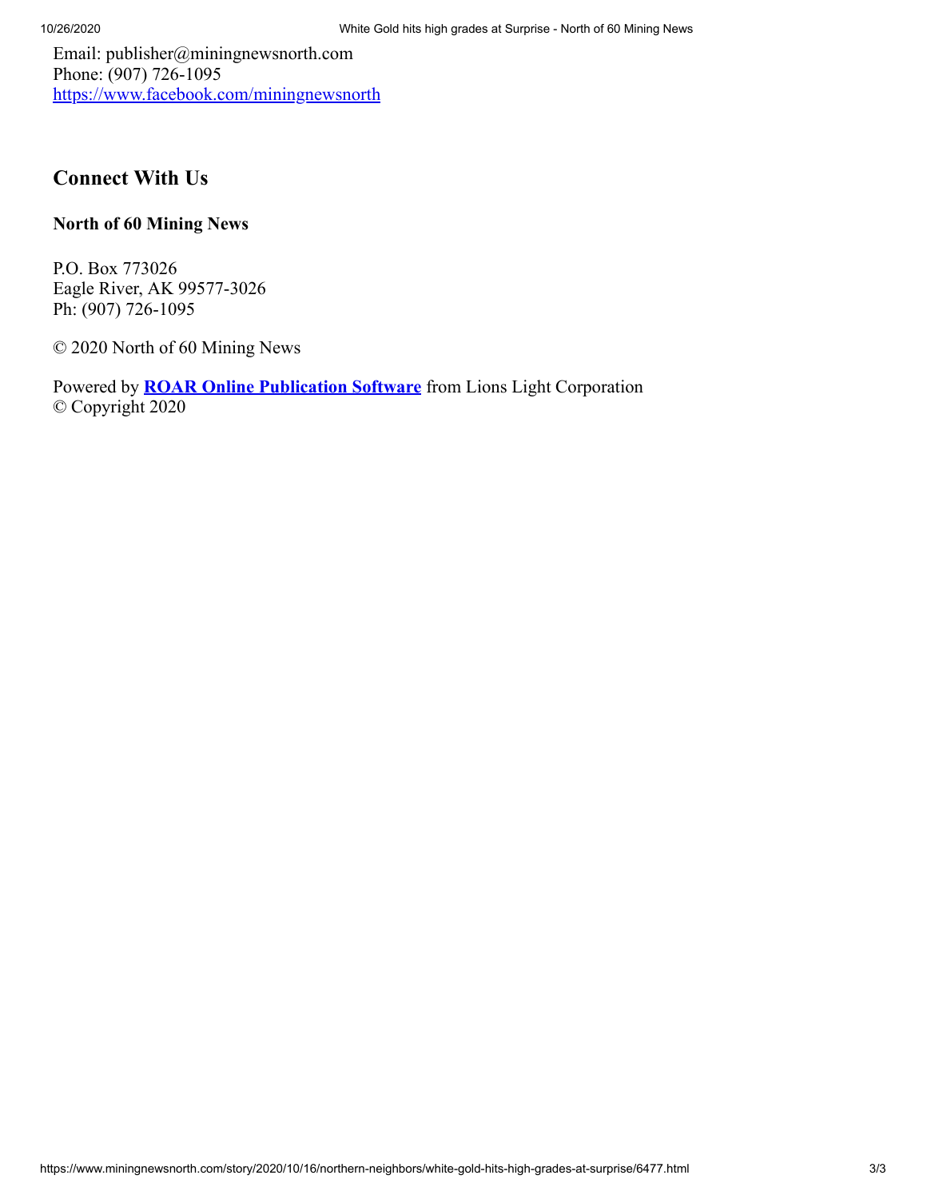Email: publisher@miningnewsnorth.com
Phone: (907) 726-1095
https://www.facebook.com/miningnewsnorth

## Connect With Us

**North of 60 Mining News**

P.O. Box 773026
Eagle River, AK 99577-3026
Ph: (907) 726-1095

© 2020 North of 60 Mining News

Powered by **ROAR Online Publication Software** from Lions Light Corporation
© Copyright 2020